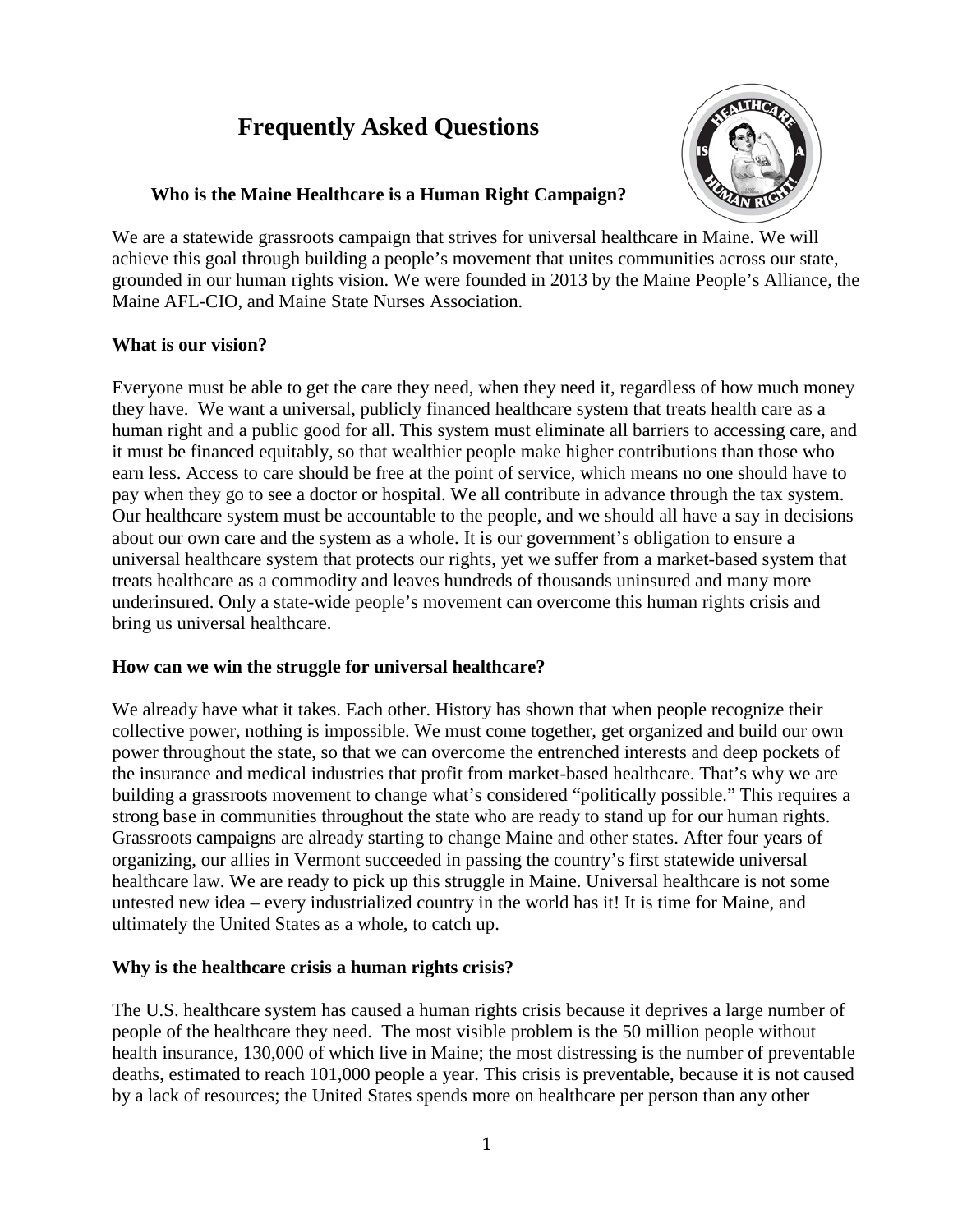# Frequently Asked Questions

### Who is the Maine Healthcare is a Human Right Campaign?

We are a statewide grassroots campaign that strives for universal healthcare in Maine. We will achieve this goal through building a people's movement that unites communities across our state, grounded in our human rights vision. We were founded in 2013 by the Maine People's Alliance, the Maine AFL-CIO, and Maine State Nurses Association.

### What is our vision?

Everyone must be able to get the care they need, when they need it, regardless of how much money they have. We want a universal, publicly financed healthcare system that treats health care as a human right and a public good for all. This system must eliminate all barriers to accessing care, and it must be financed equitably, so that wealthier people make higher contributions than those who earn less. Access to care should be free at the point of service, which means no one should have to pay when they go to see a doctor or hospital. We all contribute in advance through the tax system. Our healthcare system must be accountable to the people, and we should all have a say in decisions about our own care and the system as a whole. It is our government's obligation to ensure a universal healthcare system that protects our rights, yet we suffer from a market-based system that treats healthcare as a commodity and leaves hundreds of thousands uninsured and many more underinsured. Only a state-wide people's movement can overcome this human rights crisis and bring us universal healthcare.

### How can we win the struggle for universal healthcare?

We already have what it takes. Each other. History has shown that when people recognize their collective power, nothing is impossible. We must come together, get organized and build our own power throughout the state, so that we can overcome the entrenched interests and deep pockets of the insurance and medical industries that profit from market-based healthcare. That's why we are building a grassroots movement to change what's considered "politically possible." This requires a strong base in communities throughout the state who are ready to stand up for our human rights. Grassroots campaigns are already starting to change Maine and other states. After four years of organizing, our allies in Vermont succeeded in passing the country's first statewide universal healthcare law. We are ready to pick up this struggle in Maine. Universal healthcare is not some untested new idea – every industrialized country in the world has it! It is time for Maine, and ultimately the United States as a whole, to catch up.

### Why is the healthcare crisis a human rights crisis?

The U.S. healthcare system has caused a human rights crisis because it deprives a large number of people of the healthcare they need. The most visible problem is the 50 million people without health insurance, 130,000 of which live in Maine; the most distressing is the number of preventable deaths, estimated to reach 101,000 people a year. This crisis is preventable, because it is not caused by a lack of resources; the United States spends more on healthcare per person than any other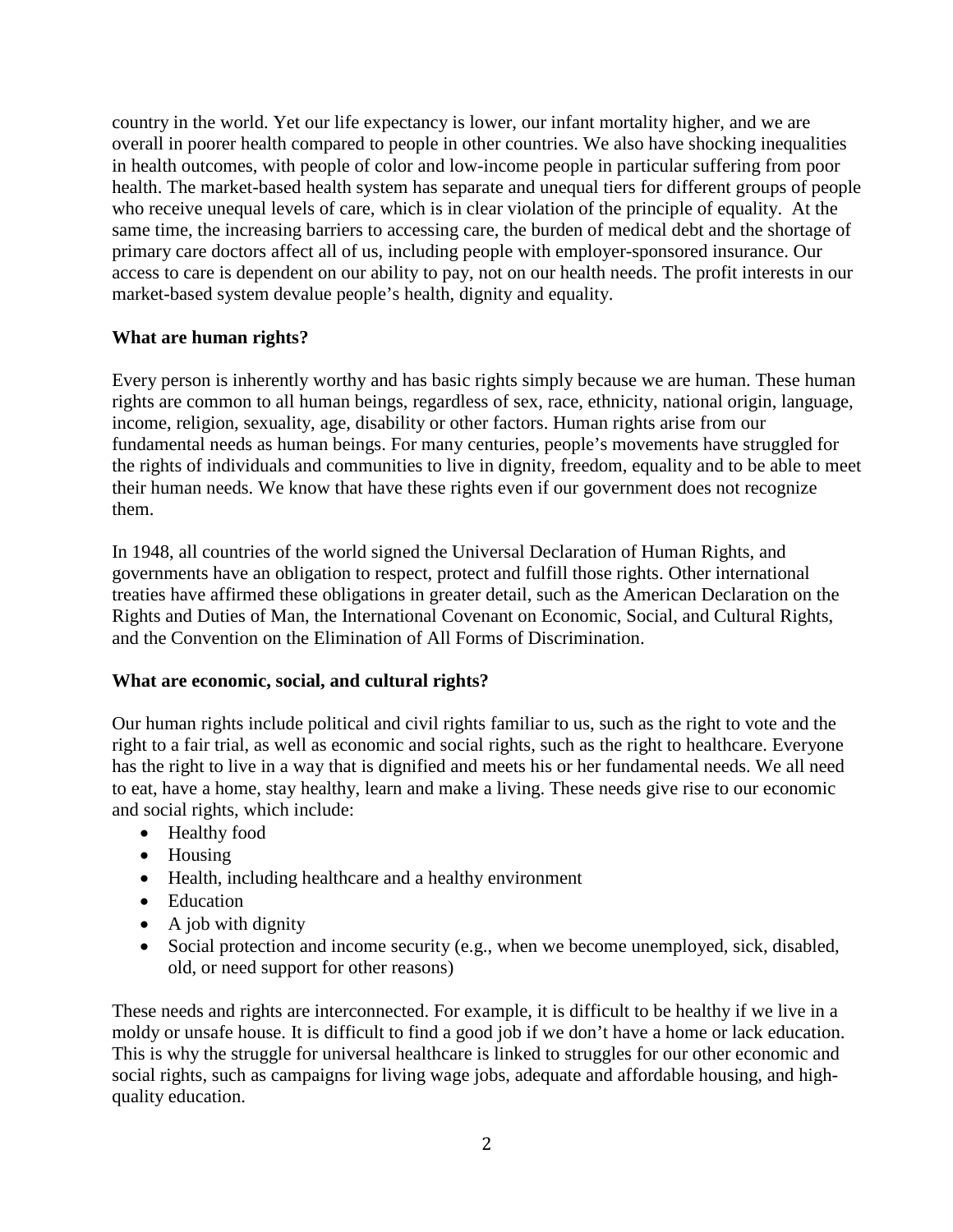country in the world. Yet our life expectancy is lower, our infant mortality higher, and we are overall in poorer health compared to people in other countries. We also have shocking inequalities in health outcomes, with people of color and low-income people in particular suffering from poor health. The market-based health system has separate and unequal tiers for different groups of people who receive unequal levels of care, which is in clear violation of the principle of equality. At the same time, the increasing barriers to accessing care, the burden of medical debt and the shortage of primary care doctors affect all of us, including people with employer-sponsored insurance. Our access to care is dependent on our ability to pay, not on our health needs. The profit interests in our market-based system devalue people's health, dignity and equality.

**What are human rights?**

Every person is inherently worthy and has basic rights simply because we are human. These human rights are common to all human beings, regardless of sex, race, ethnicity, national origin, language, income, religion, sexuality, age, disability or other factors. Human rights arise from our fundamental needs as human beings. For many centuries, people's movements have struggled for the rights of individuals and communities to live in dignity, freedom, equality and to be able to meet their human needs. We know that have these rights even if our government does not recognize them.

In 1948, all countries of the world signed the Universal Declaration of Human Rights, and governments have an obligation to respect, protect and fulfill those rights. Other international treaties have affirmed these obligations in greater detail, such as the American Declaration on the Rights and Duties of Man, the International Covenant on Economic, Social, and Cultural Rights, and the Convention on the Elimination of All Forms of Discrimination.

**What are economic, social, and cultural rights?**

Our human rights include political and civil rights familiar to us, such as the right to vote and the right to a fair trial, as well as economic and social rights, such as the right to healthcare. Everyone has the right to live in a way that is dignified and meets his or her fundamental needs. We all need to eat, have a home, stay healthy, learn and make a living. These needs give rise to our economic and social rights, which include:

- Healthy food
- Housing
- Health, including healthcare and a healthy environment
- Education
- A job with dignity
- Social protection and income security (e.g., when we become unemployed, sick, disabled, old, or need support for other reasons)

These needs and rights are interconnected. For example, it is difficult to be healthy if we live in a moldy or unsafe house. It is difficult to find a good job if we don't have a home or lack education. This is why the struggle for universal healthcare is linked to struggles for our other economic and social rights, such as campaigns for living wage jobs, adequate and affordable housing, and high-quality education.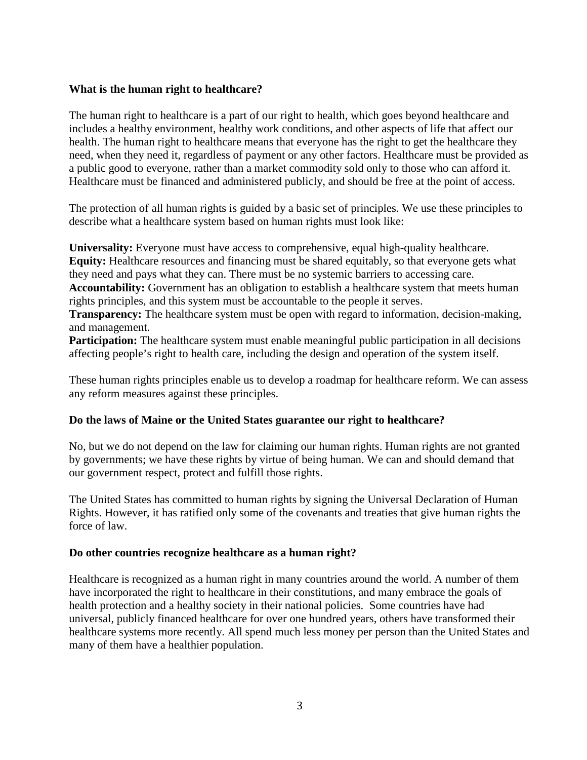### What is the human right to healthcare?

The human right to healthcare is a part of our right to health, which goes beyond healthcare and includes a healthy environment, healthy work conditions, and other aspects of life that affect our health. The human right to healthcare means that everyone has the right to get the healthcare they need, when they need it, regardless of payment or any other factors. Healthcare must be provided as a public good to everyone, rather than a market commodity sold only to those who can afford it. Healthcare must be financed and administered publicly, and should be free at the point of access.

The protection of all human rights is guided by a basic set of principles. We use these principles to describe what a healthcare system based on human rights must look like:

**Universality:** Everyone must have access to comprehensive, equal high-quality healthcare.
**Equity:** Healthcare resources and financing must be shared equitably, so that everyone gets what they need and pays what they can. There must be no systemic barriers to accessing care.
**Accountability:** Government has an obligation to establish a healthcare system that meets human rights principles, and this system must be accountable to the people it serves.
**Transparency:** The healthcare system must be open with regard to information, decision-making, and management.
**Participation:** The healthcare system must enable meaningful public participation in all decisions affecting people's right to health care, including the design and operation of the system itself.

These human rights principles enable us to develop a roadmap for healthcare reform. We can assess any reform measures against these principles.

### Do the laws of Maine or the United States guarantee our right to healthcare?

No, but we do not depend on the law for claiming our human rights. Human rights are not granted by governments; we have these rights by virtue of being human. We can and should demand that our government respect, protect and fulfill those rights.

The United States has committed to human rights by signing the Universal Declaration of Human Rights. However, it has ratified only some of the covenants and treaties that give human rights the force of law.

### Do other countries recognize healthcare as a human right?

Healthcare is recognized as a human right in many countries around the world. A number of them have incorporated the right to healthcare in their constitutions, and many embrace the goals of health protection and a healthy society in their national policies. Some countries have had universal, publicly financed healthcare for over one hundred years, others have transformed their healthcare systems more recently. All spend much less money per person than the United States and many of them have a healthier population.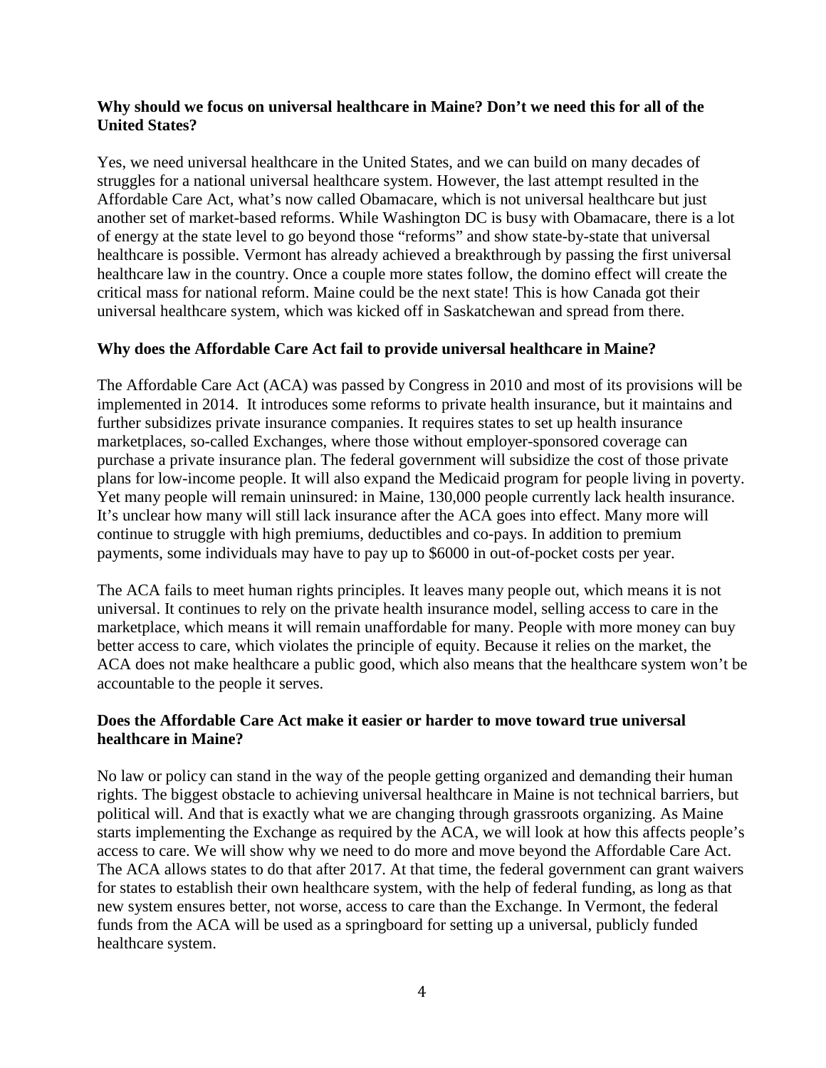**Why should we focus on universal healthcare in Maine? Don't we need this for all of the United States?**

Yes, we need universal healthcare in the United States, and we can build on many decades of struggles for a national universal healthcare system. However, the last attempt resulted in the Affordable Care Act, what's now called Obamacare, which is not universal healthcare but just another set of market-based reforms. While Washington DC is busy with Obamacare, there is a lot of energy at the state level to go beyond those "reforms" and show state-by-state that universal healthcare is possible. Vermont has already achieved a breakthrough by passing the first universal healthcare law in the country. Once a couple more states follow, the domino effect will create the critical mass for national reform. Maine could be the next state! This is how Canada got their universal healthcare system, which was kicked off in Saskatchewan and spread from there.

**Why does the Affordable Care Act fail to provide universal healthcare in Maine?**

The Affordable Care Act (ACA) was passed by Congress in 2010 and most of its provisions will be implemented in 2014. It introduces some reforms to private health insurance, but it maintains and further subsidizes private insurance companies. It requires states to set up health insurance marketplaces, so-called Exchanges, where those without employer-sponsored coverage can purchase a private insurance plan. The federal government will subsidize the cost of those private plans for low-income people. It will also expand the Medicaid program for people living in poverty. Yet many people will remain uninsured: in Maine, 130,000 people currently lack health insurance. It's unclear how many will still lack insurance after the ACA goes into effect. Many more will continue to struggle with high premiums, deductibles and co-pays. In addition to premium payments, some individuals may have to pay up to $6000 in out-of-pocket costs per year.

The ACA fails to meet human rights principles. It leaves many people out, which means it is not universal. It continues to rely on the private health insurance model, selling access to care in the marketplace, which means it will remain unaffordable for many. People with more money can buy better access to care, which violates the principle of equity. Because it relies on the market, the ACA does not make healthcare a public good, which also means that the healthcare system won't be accountable to the people it serves.

**Does the Affordable Care Act make it easier or harder to move toward true universal healthcare in Maine?**

No law or policy can stand in the way of the people getting organized and demanding their human rights. The biggest obstacle to achieving universal healthcare in Maine is not technical barriers, but political will. And that is exactly what we are changing through grassroots organizing. As Maine starts implementing the Exchange as required by the ACA, we will look at how this affects people's access to care. We will show why we need to do more and move beyond the Affordable Care Act. The ACA allows states to do that after 2017. At that time, the federal government can grant waivers for states to establish their own healthcare system, with the help of federal funding, as long as that new system ensures better, not worse, access to care than the Exchange. In Vermont, the federal funds from the ACA will be used as a springboard for setting up a universal, publicly funded healthcare system.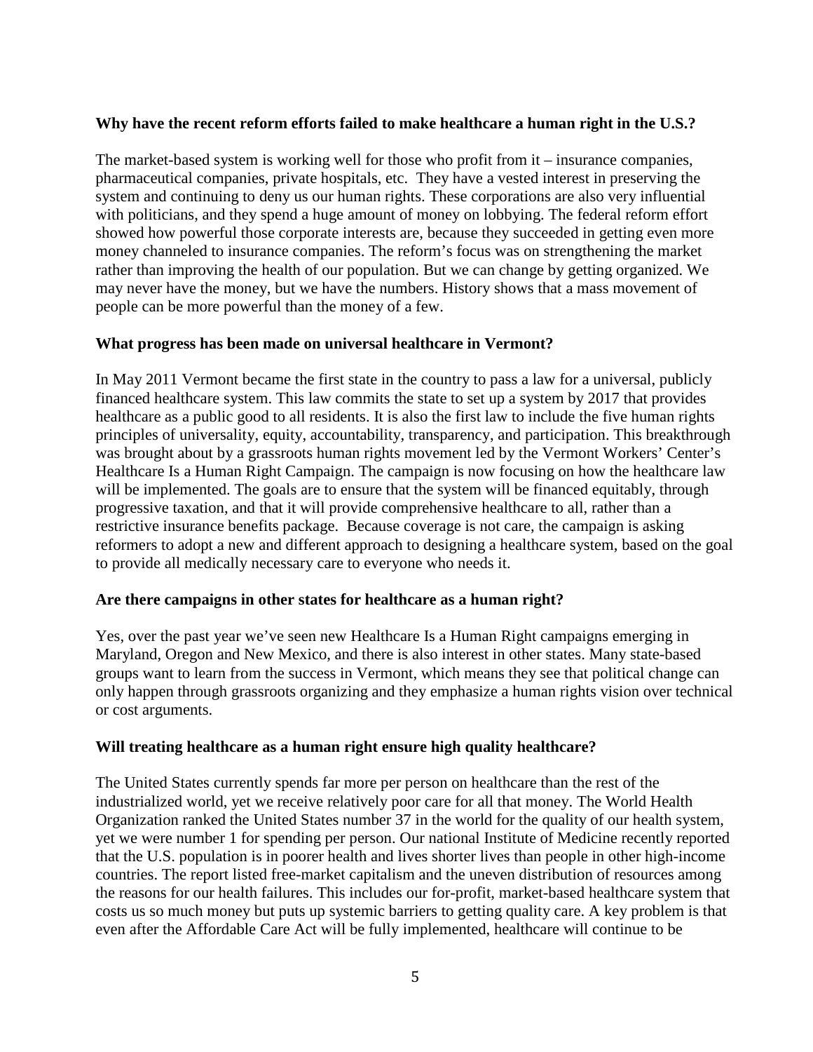**Why have the recent reform efforts failed to make healthcare a human right in the U.S.?**

The market-based system is working well for those who profit from it – insurance companies, pharmaceutical companies, private hospitals, etc. They have a vested interest in preserving the system and continuing to deny us our human rights. These corporations are also very influential with politicians, and they spend a huge amount of money on lobbying. The federal reform effort showed how powerful those corporate interests are, because they succeeded in getting even more money channeled to insurance companies. The reform's focus was on strengthening the market rather than improving the health of our population. But we can change by getting organized. We may never have the money, but we have the numbers. History shows that a mass movement of people can be more powerful than the money of a few.

**What progress has been made on universal healthcare in Vermont?**

In May 2011 Vermont became the first state in the country to pass a law for a universal, publicly financed healthcare system. This law commits the state to set up a system by 2017 that provides healthcare as a public good to all residents. It is also the first law to include the five human rights principles of universality, equity, accountability, transparency, and participation. This breakthrough was brought about by a grassroots human rights movement led by the Vermont Workers' Center's Healthcare Is a Human Right Campaign. The campaign is now focusing on how the healthcare law will be implemented. The goals are to ensure that the system will be financed equitably, through progressive taxation, and that it will provide comprehensive healthcare to all, rather than a restrictive insurance benefits package. Because coverage is not care, the campaign is asking reformers to adopt a new and different approach to designing a healthcare system, based on the goal to provide all medically necessary care to everyone who needs it.

**Are there campaigns in other states for healthcare as a human right?**

Yes, over the past year we've seen new Healthcare Is a Human Right campaigns emerging in Maryland, Oregon and New Mexico, and there is also interest in other states. Many state-based groups want to learn from the success in Vermont, which means they see that political change can only happen through grassroots organizing and they emphasize a human rights vision over technical or cost arguments.

**Will treating healthcare as a human right ensure high quality healthcare?**

The United States currently spends far more per person on healthcare than the rest of the industrialized world, yet we receive relatively poor care for all that money. The World Health Organization ranked the United States number 37 in the world for the quality of our health system, yet we were number 1 for spending per person. Our national Institute of Medicine recently reported that the U.S. population is in poorer health and lives shorter lives than people in other high-income countries. The report listed free-market capitalism and the uneven distribution of resources among the reasons for our health failures. This includes our for-profit, market-based healthcare system that costs us so much money but puts up systemic barriers to getting quality care. A key problem is that even after the Affordable Care Act will be fully implemented, healthcare will continue to be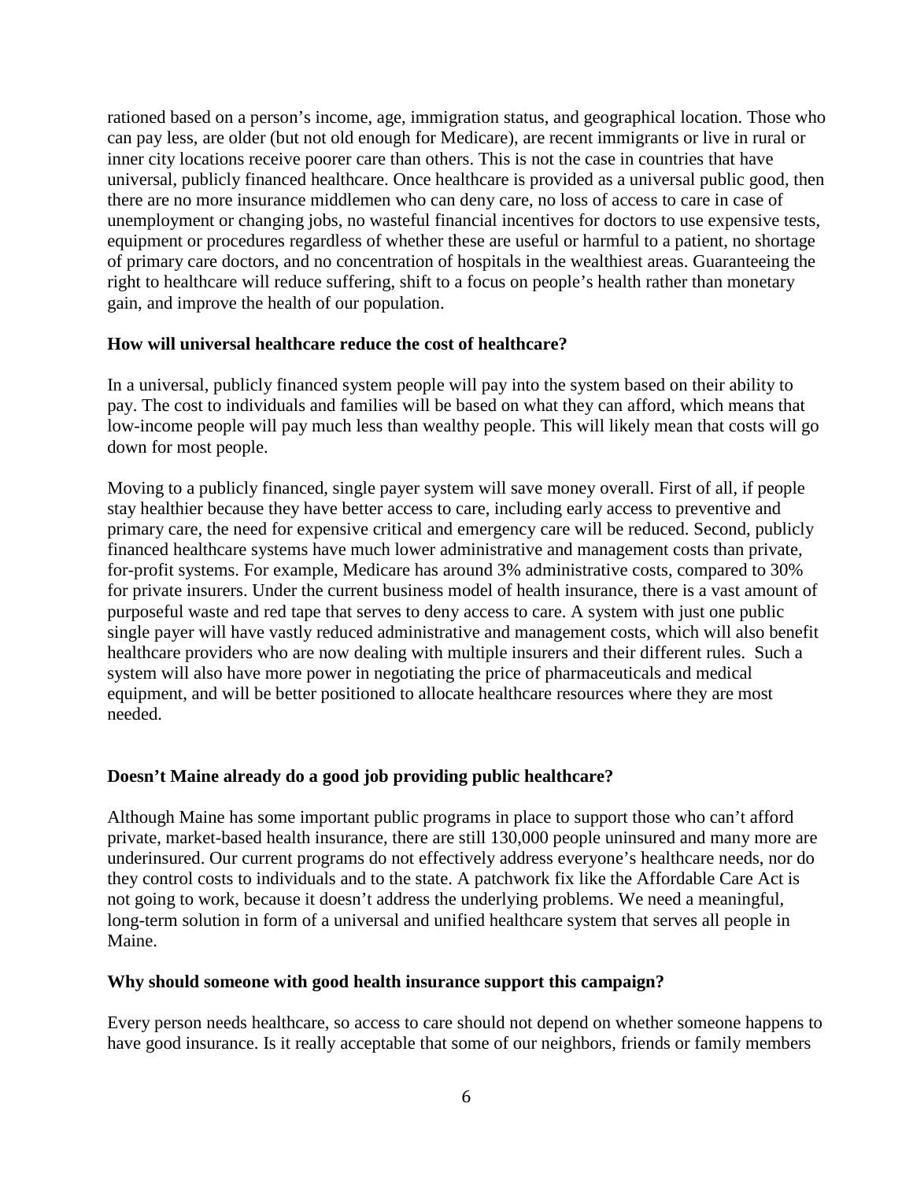rationed based on a person's income, age, immigration status, and geographical location. Those who can pay less, are older (but not old enough for Medicare), are recent immigrants or live in rural or inner city locations receive poorer care than others. This is not the case in countries that have universal, publicly financed healthcare. Once healthcare is provided as a universal public good, then there are no more insurance middlemen who can deny care, no loss of access to care in case of unemployment or changing jobs, no wasteful financial incentives for doctors to use expensive tests, equipment or procedures regardless of whether these are useful or harmful to a patient, no shortage of primary care doctors, and no concentration of hospitals in the wealthiest areas. Guaranteeing the right to healthcare will reduce suffering, shift to a focus on people's health rather than monetary gain, and improve the health of our population.

**How will universal healthcare reduce the cost of healthcare?**

In a universal, publicly financed system people will pay into the system based on their ability to pay. The cost to individuals and families will be based on what they can afford, which means that low-income people will pay much less than wealthy people. This will likely mean that costs will go down for most people.

Moving to a publicly financed, single payer system will save money overall. First of all, if people stay healthier because they have better access to care, including early access to preventive and primary care, the need for expensive critical and emergency care will be reduced. Second, publicly financed healthcare systems have much lower administrative and management costs than private, for-profit systems. For example, Medicare has around 3% administrative costs, compared to 30% for private insurers. Under the current business model of health insurance, there is a vast amount of purposeful waste and red tape that serves to deny access to care. A system with just one public single payer will have vastly reduced administrative and management costs, which will also benefit healthcare providers who are now dealing with multiple insurers and their different rules. Such a system will also have more power in negotiating the price of pharmaceuticals and medical equipment, and will be better positioned to allocate healthcare resources where they are most needed.

**Doesn't Maine already do a good job providing public healthcare?**

Although Maine has some important public programs in place to support those who can't afford private, market-based health insurance, there are still 130,000 people uninsured and many more are underinsured. Our current programs do not effectively address everyone's healthcare needs, nor do they control costs to individuals and to the state. A patchwork fix like the Affordable Care Act is not going to work, because it doesn't address the underlying problems. We need a meaningful, long-term solution in form of a universal and unified healthcare system that serves all people in Maine.

**Why should someone with good health insurance support this campaign?**

Every person needs healthcare, so access to care should not depend on whether someone happens to have good insurance. Is it really acceptable that some of our neighbors, friends or family members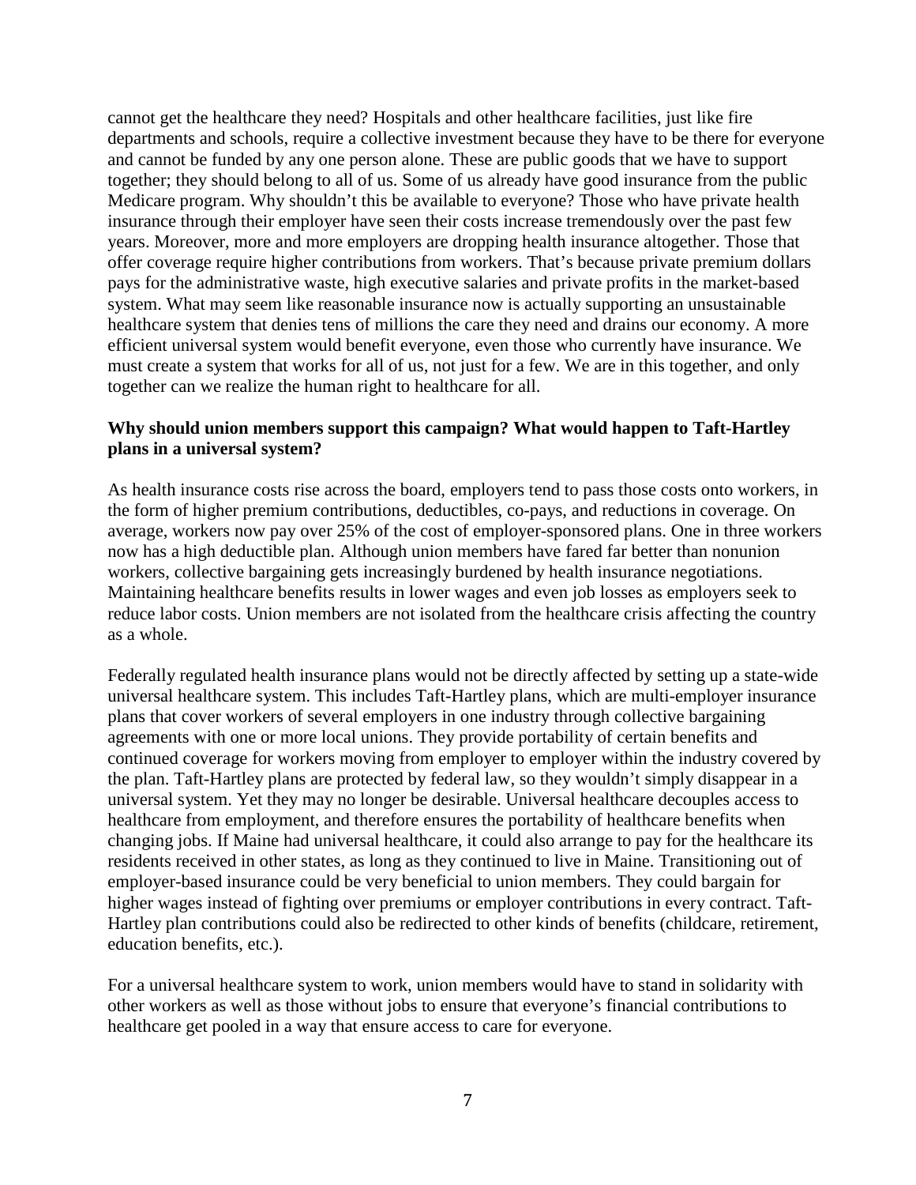cannot get the healthcare they need? Hospitals and other healthcare facilities, just like fire departments and schools, require a collective investment because they have to be there for everyone and cannot be funded by any one person alone. These are public goods that we have to support together; they should belong to all of us. Some of us already have good insurance from the public Medicare program. Why shouldn't this be available to everyone? Those who have private health insurance through their employer have seen their costs increase tremendously over the past few years. Moreover, more and more employers are dropping health insurance altogether. Those that offer coverage require higher contributions from workers. That's because private premium dollars pays for the administrative waste, high executive salaries and private profits in the market-based system. What may seem like reasonable insurance now is actually supporting an unsustainable healthcare system that denies tens of millions the care they need and drains our economy. A more efficient universal system would benefit everyone, even those who currently have insurance. We must create a system that works for all of us, not just for a few. We are in this together, and only together can we realize the human right to healthcare for all.

**Why should union members support this campaign? What would happen to Taft-Hartley plans in a universal system?**

As health insurance costs rise across the board, employers tend to pass those costs onto workers, in the form of higher premium contributions, deductibles, co-pays, and reductions in coverage. On average, workers now pay over 25% of the cost of employer-sponsored plans. One in three workers now has a high deductible plan. Although union members have fared far better than nonunion workers, collective bargaining gets increasingly burdened by health insurance negotiations. Maintaining healthcare benefits results in lower wages and even job losses as employers seek to reduce labor costs. Union members are not isolated from the healthcare crisis affecting the country as a whole.

Federally regulated health insurance plans would not be directly affected by setting up a state-wide universal healthcare system. This includes Taft-Hartley plans, which are multi-employer insurance plans that cover workers of several employers in one industry through collective bargaining agreements with one or more local unions. They provide portability of certain benefits and continued coverage for workers moving from employer to employer within the industry covered by the plan. Taft-Hartley plans are protected by federal law, so they wouldn't simply disappear in a universal system. Yet they may no longer be desirable. Universal healthcare decouples access to healthcare from employment, and therefore ensures the portability of healthcare benefits when changing jobs. If Maine had universal healthcare, it could also arrange to pay for the healthcare its residents received in other states, as long as they continued to live in Maine. Transitioning out of employer-based insurance could be very beneficial to union members. They could bargain for higher wages instead of fighting over premiums or employer contributions in every contract. Taft-Hartley plan contributions could also be redirected to other kinds of benefits (childcare, retirement, education benefits, etc.).

For a universal healthcare system to work, union members would have to stand in solidarity with other workers as well as those without jobs to ensure that everyone's financial contributions to healthcare get pooled in a way that ensure access to care for everyone.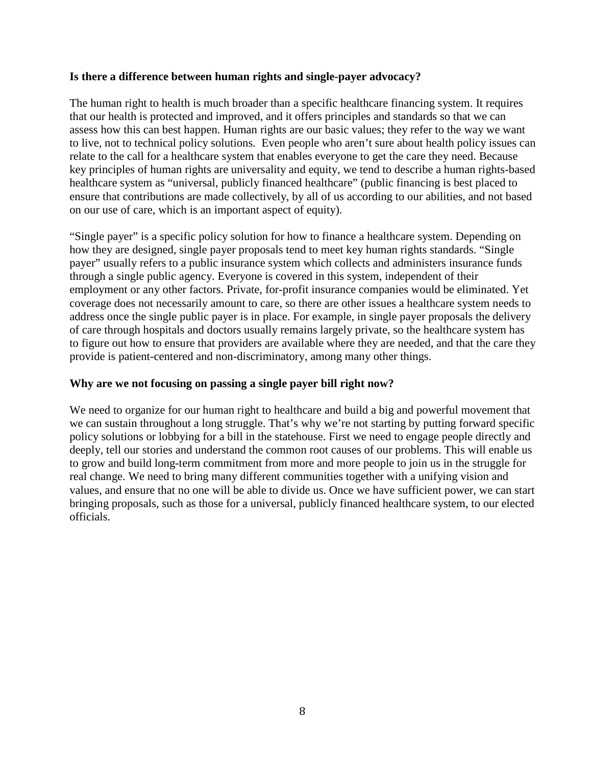**Is there a difference between human rights and single-payer advocacy?**

The human right to health is much broader than a specific healthcare financing system. It requires that our health is protected and improved, and it offers principles and standards so that we can assess how this can best happen. Human rights are our basic values; they refer to the way we want to live, not to technical policy solutions. Even people who aren't sure about health policy issues can relate to the call for a healthcare system that enables everyone to get the care they need. Because key principles of human rights are universality and equity, we tend to describe a human rights-based healthcare system as "universal, publicly financed healthcare" (public financing is best placed to ensure that contributions are made collectively, by all of us according to our abilities, and not based on our use of care, which is an important aspect of equity).

"Single payer" is a specific policy solution for how to finance a healthcare system. Depending on how they are designed, single payer proposals tend to meet key human rights standards. "Single payer" usually refers to a public insurance system which collects and administers insurance funds through a single public agency. Everyone is covered in this system, independent of their employment or any other factors. Private, for-profit insurance companies would be eliminated. Yet coverage does not necessarily amount to care, so there are other issues a healthcare system needs to address once the single public payer is in place. For example, in single payer proposals the delivery of care through hospitals and doctors usually remains largely private, so the healthcare system has to figure out how to ensure that providers are available where they are needed, and that the care they provide is patient-centered and non-discriminatory, among many other things.

**Why are we not focusing on passing a single payer bill right now?**

We need to organize for our human right to healthcare and build a big and powerful movement that we can sustain throughout a long struggle. That's why we're not starting by putting forward specific policy solutions or lobbying for a bill in the statehouse. First we need to engage people directly and deeply, tell our stories and understand the common root causes of our problems. This will enable us to grow and build long-term commitment from more and more people to join us in the struggle for real change. We need to bring many different communities together with a unifying vision and values, and ensure that no one will be able to divide us. Once we have sufficient power, we can start bringing proposals, such as those for a universal, publicly financed healthcare system, to our elected officials.